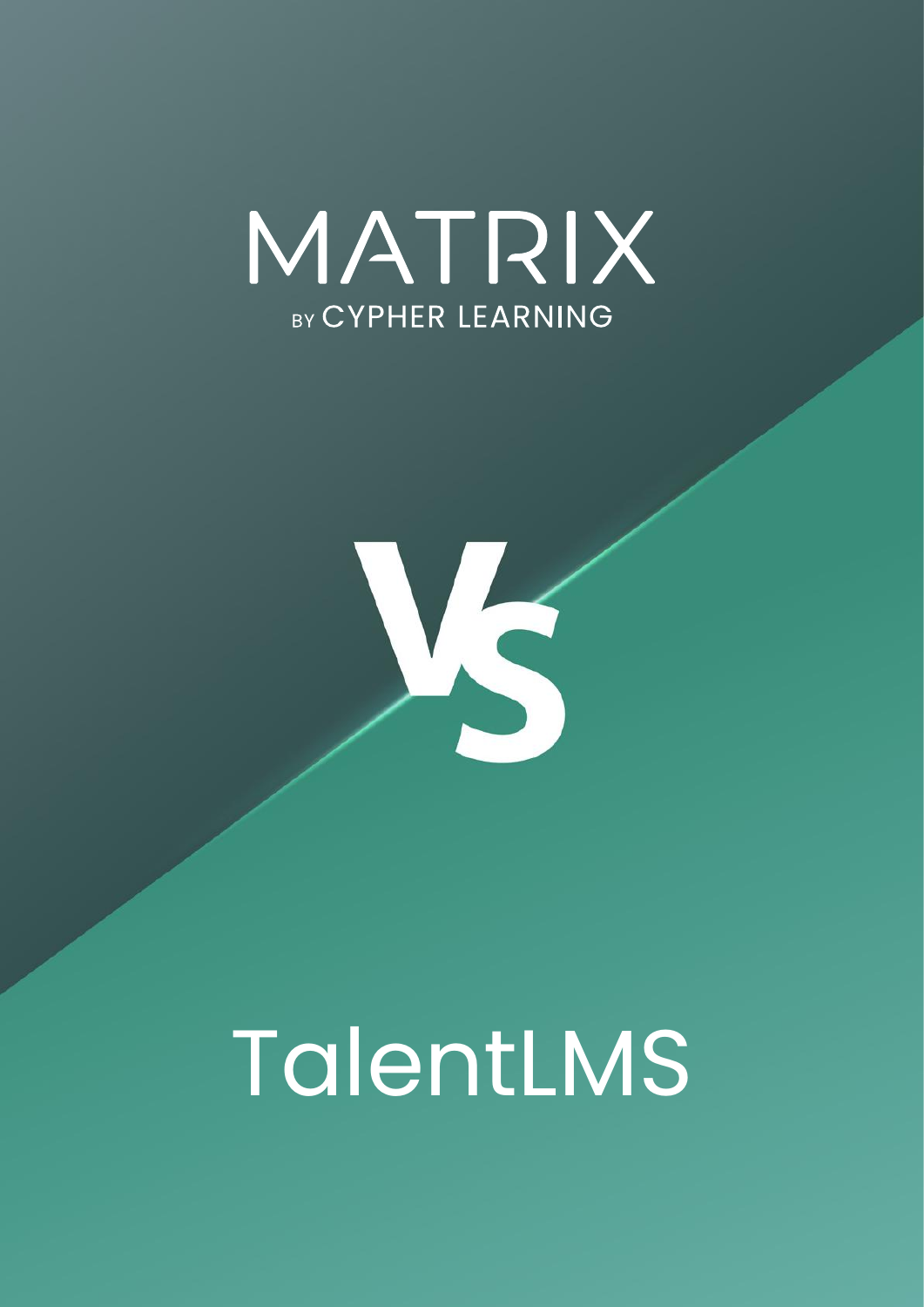# MATRIX

BY CYPHER LEARNING

VS

# TalentLMS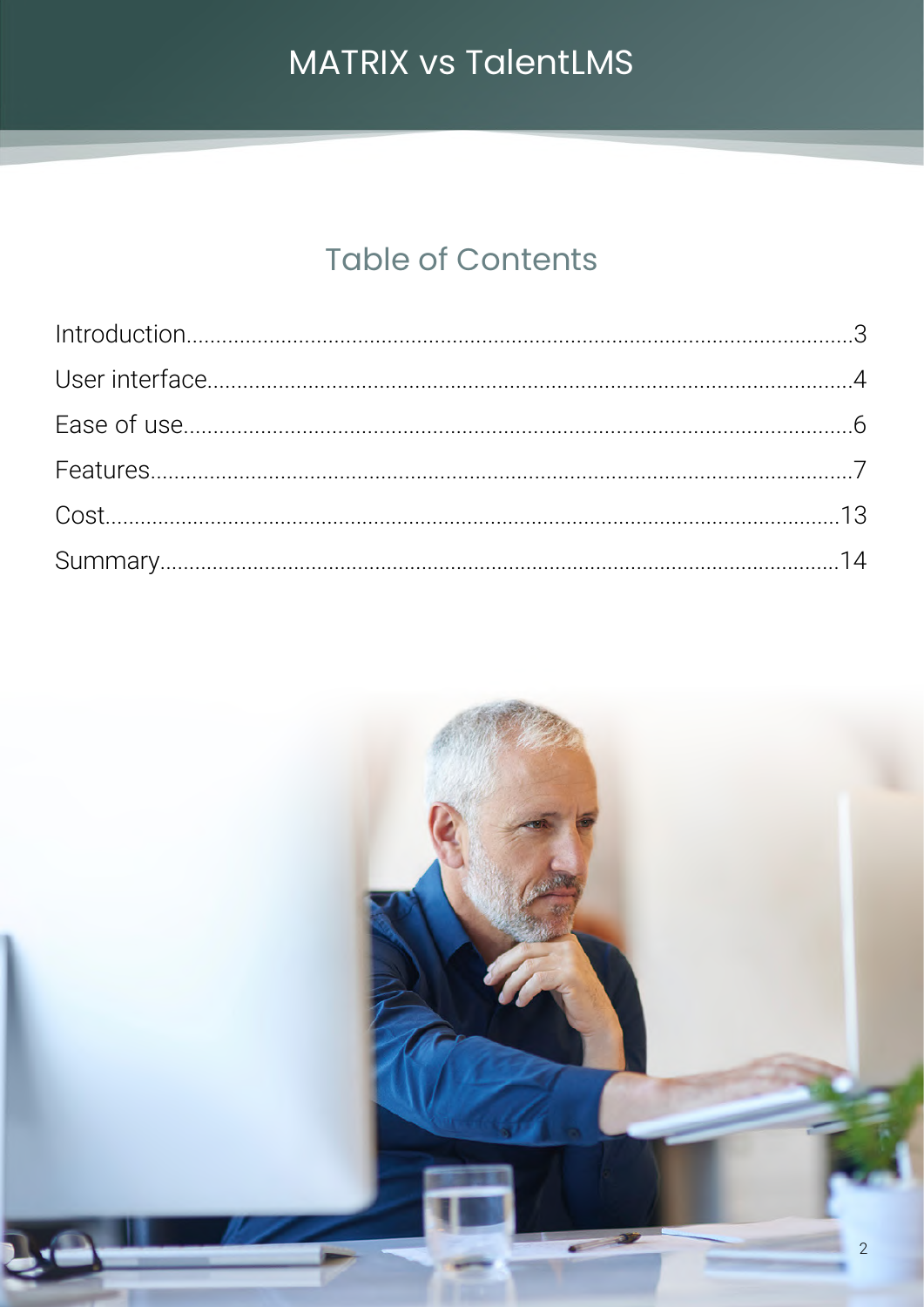## Table of Contents

- Introduction....3
- User interface....4
- Ease of use....6
- Features....7
- Cost....13
- Summary....14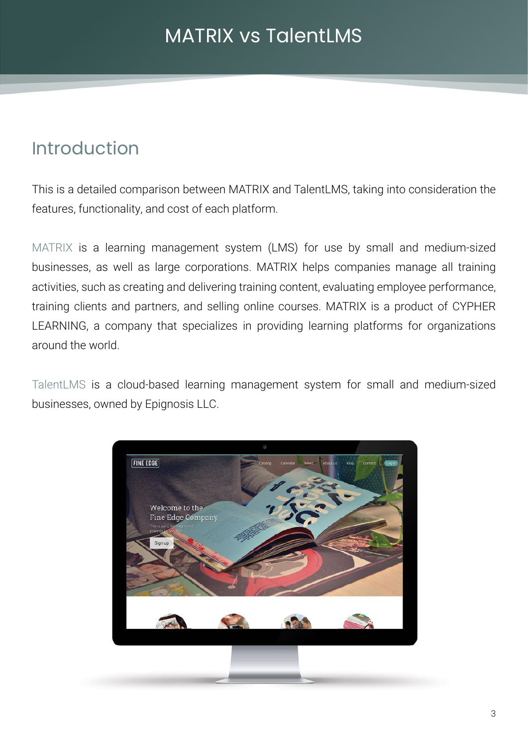# MATRIX vs TalentLMS

## Introduction

This is a detailed comparison between MATRIX and TalentLMS, taking into consideration the features, functionality, and cost of each platform.

MATRIX is a learning management system (LMS) for use by small and medium-sized businesses, as well as large corporations. MATRIX helps companies manage all training activities, such as creating and delivering training content, evaluating employee performance, training clients and partners, and selling online courses. MATRIX is a product of CYPHER LEARNING, a company that specializes in providing learning platforms for organizations around the world.

TalentLMS is a cloud-based learning management system for small and medium-sized businesses, owned by Epignosis LLC.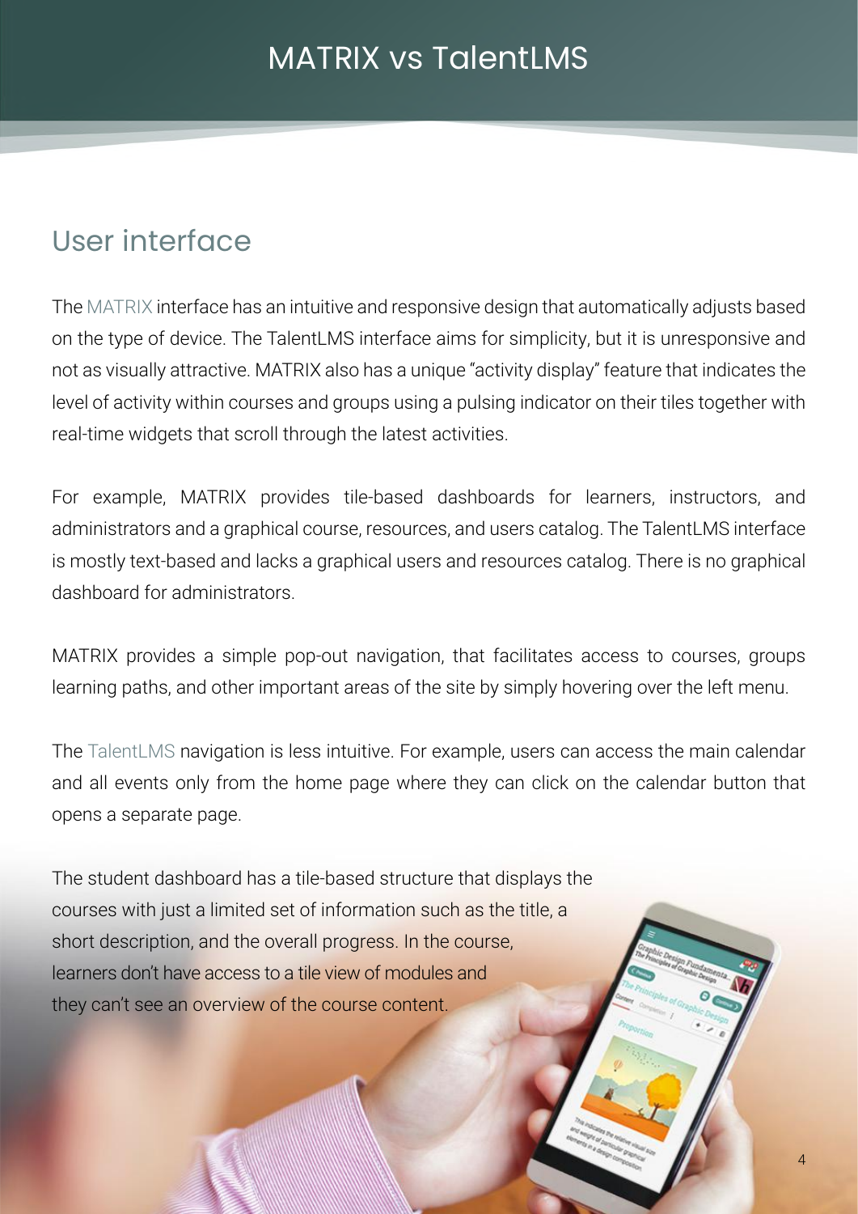# MATRIX vs TalentLMS

## User interface

The MATRIX interface has an intuitive and responsive design that automatically adjusts based on the type of device. The TalentLMS interface aims for simplicity, but it is unresponsive and not as visually attractive. MATRIX also has a unique "activity display" feature that indicates the level of activity within courses and groups using a pulsing indicator on their tiles together with real-time widgets that scroll through the latest activities.

For example, MATRIX provides tile-based dashboards for learners, instructors, and administrators and a graphical course, resources, and users catalog. The TalentLMS interface is mostly text-based and lacks a graphical users and resources catalog. There is no graphical dashboard for administrators.

MATRIX provides a simple pop-out navigation, that facilitates access to courses, groups learning paths, and other important areas of the site by simply hovering over the left menu.

The TalentLMS navigation is less intuitive. For example, users can access the main calendar and all events only from the home page where they can click on the calendar button that opens a separate page.

The student dashboard has a tile-based structure that displays the courses with just a limited set of information such as the title, a short description, and the overall progress. In the course, learners don't have access to a tile view of modules and they can't see an overview of the course content.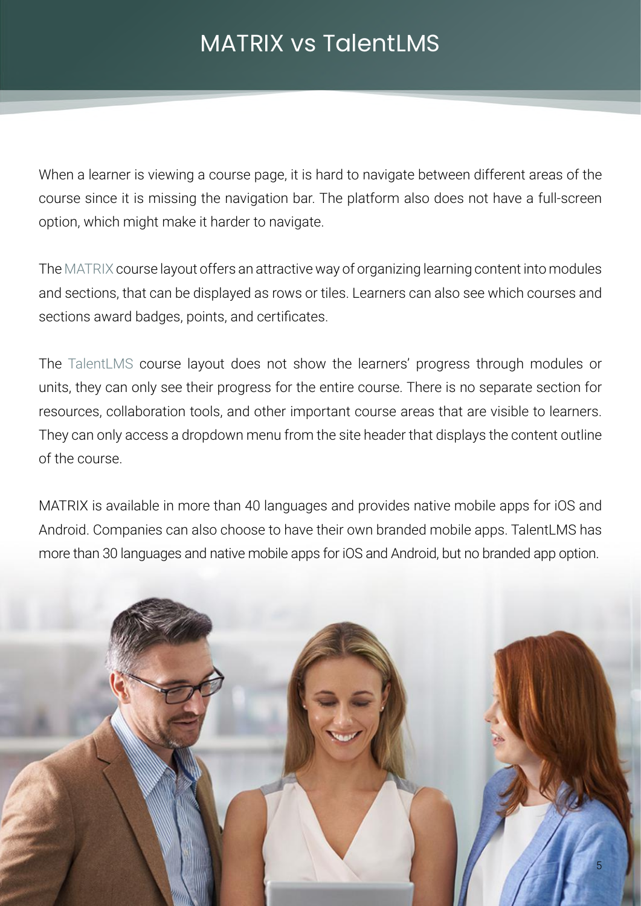# MATRIX vs TalentLMS

When a learner is viewing a course page, it is hard to navigate between different areas of the course since it is missing the navigation bar. The platform also does not have a full-screen option, which might make it harder to navigate.

The MATRIX course layout offers an attractive way of organizing learning content into modules and sections, that can be displayed as rows or tiles. Learners can also see which courses and sections award badges, points, and certificates.

The TalentLMS course layout does not show the learners' progress through modules or units, they can only see their progress for the entire course. There is no separate section for resources, collaboration tools, and other important course areas that are visible to learners. They can only access a dropdown menu from the site header that displays the content outline of the course.

MATRIX is available in more than 40 languages and provides native mobile apps for iOS and Android. Companies can also choose to have their own branded mobile apps. TalentLMS has more than 30 languages and native mobile apps for iOS and Android, but no branded app option.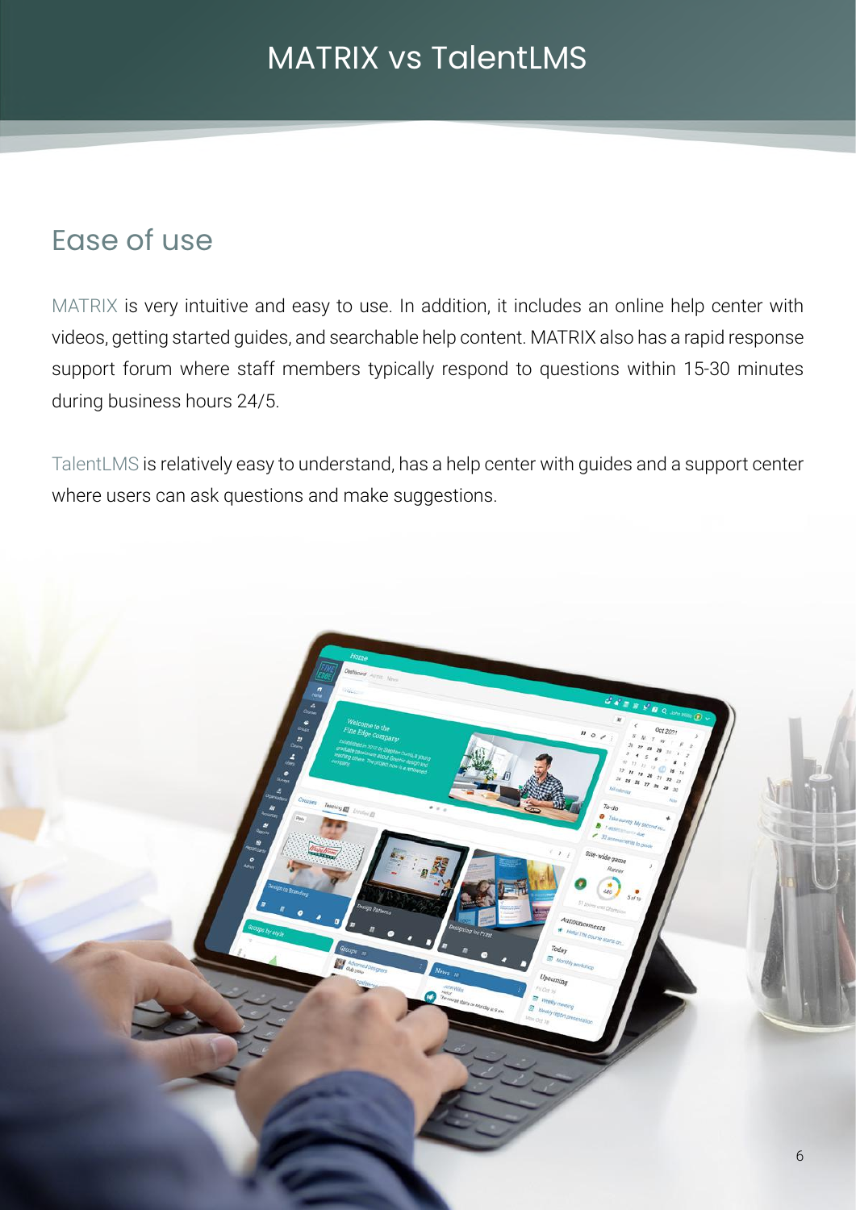# MATRIX vs TalentLMS

## Ease of use

MATRIX is very intuitive and easy to use. In addition, it includes an online help center with videos, getting started guides, and searchable help content. MATRIX also has a rapid response support forum where staff members typically respond to questions within 15-30 minutes during business hours 24/5.

TalentLMS is relatively easy to understand, has a help center with guides and a support center where users can ask questions and make suggestions.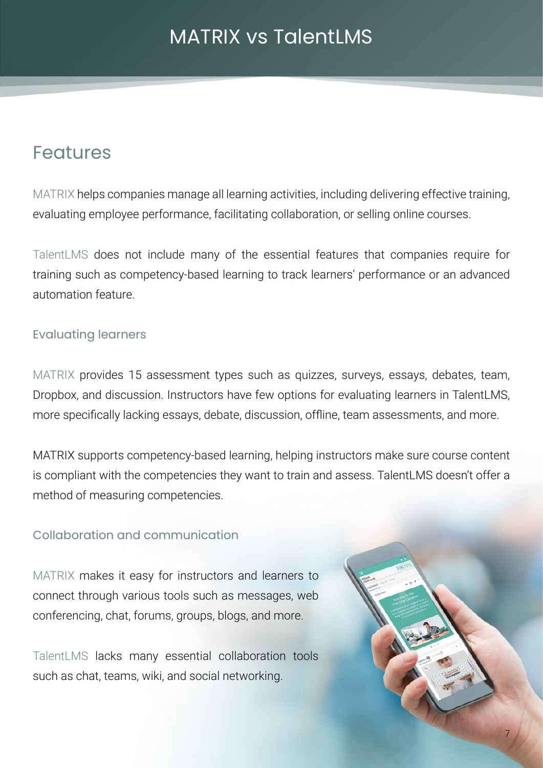# MATRIX vs TalentLMS

## Features

MATRIX helps companies manage all learning activities, including delivering effective training, evaluating employee performance, facilitating collaboration, or selling online courses.

TalentLMS does not include many of the essential features that companies require for training such as competency-based learning to track learners' performance or an advanced automation feature.

### Evaluating learners

MATRIX provides 15 assessment types such as quizzes, surveys, essays, debates, team, Dropbox, and discussion. Instructors have few options for evaluating learners in TalentLMS, more specifically lacking essays, debate, discussion, offline, team assessments, and more.

MATRIX supports competency-based learning, helping instructors make sure course content is compliant with the competencies they want to train and assess. TalentLMS doesn't offer a method of measuring competencies.

### Collaboration and communication

MATRIX makes it easy for instructors and learners to connect through various tools such as messages, web conferencing, chat, forums, groups, blogs, and more.

TalentLMS lacks many essential collaboration tools such as chat, teams, wiki, and social networking.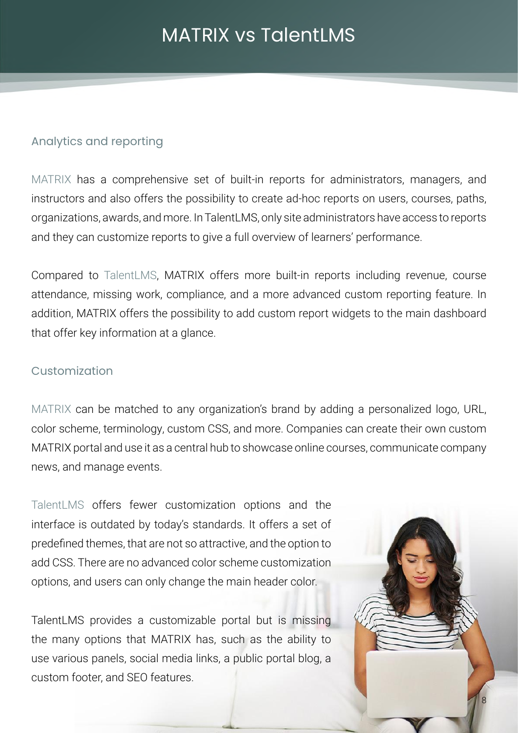# MATRIX vs TalentLMS

## Analytics and reporting

MATRIX has a comprehensive set of built-in reports for administrators, managers, and instructors and also offers the possibility to create ad-hoc reports on users, courses, paths, organizations, awards, and more. In TalentLMS, only site administrators have access to reports and they can customize reports to give a full overview of learners' performance.

Compared to TalentLMS, MATRIX offers more built-in reports including revenue, course attendance, missing work, compliance, and a more advanced custom reporting feature. In addition, MATRIX offers the possibility to add custom report widgets to the main dashboard that offer key information at a glance.

## Customization

MATRIX can be matched to any organization's brand by adding a personalized logo, URL, color scheme, terminology, custom CSS, and more. Companies can create their own custom MATRIX portal and use it as a central hub to showcase online courses, communicate company news, and manage events.

TalentLMS offers fewer customization options and the interface is outdated by today's standards. It offers a set of predefined themes, that are not so attractive, and the option to add CSS. There are no advanced color scheme customization options, and users can only change the main header color.

TalentLMS provides a customizable portal but is missing the many options that MATRIX has, such as the ability to use various panels, social media links, a public portal blog, a custom footer, and SEO features.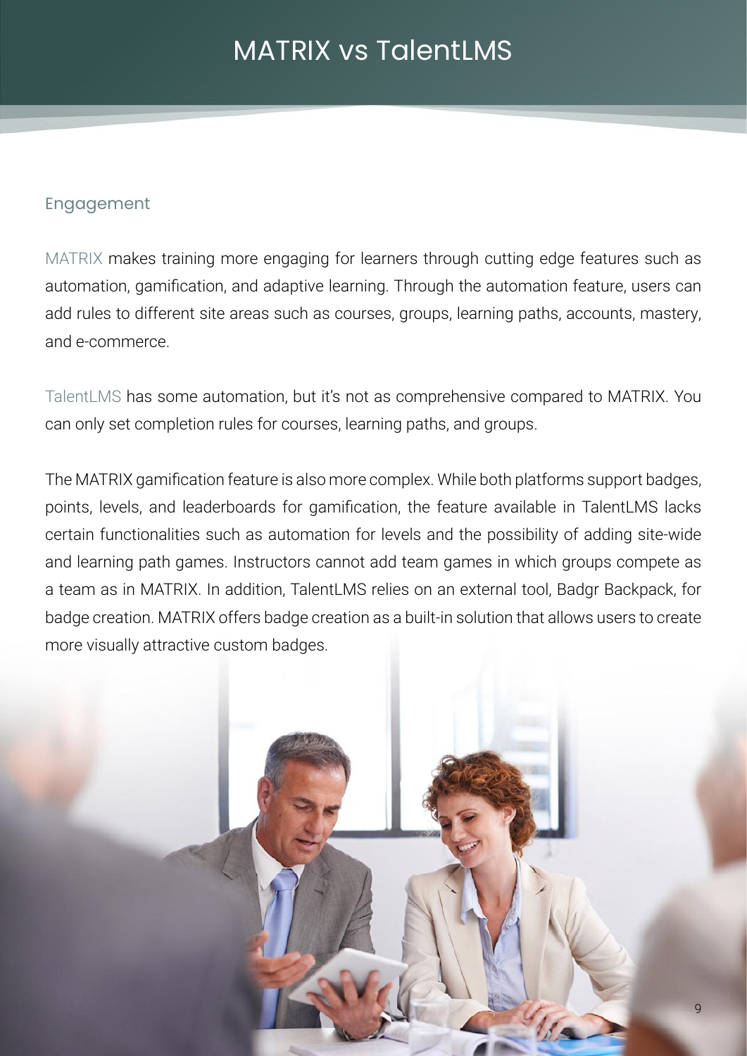# MATRIX vs TalentLMS

## Engagement

MATRIX makes training more engaging for learners through cutting edge features such as automation, gamification, and adaptive learning. Through the automation feature, users can add rules to different site areas such as courses, groups, learning paths, accounts, mastery, and e-commerce.

TalentLMS has some automation, but it's not as comprehensive compared to MATRIX. You can only set completion rules for courses, learning paths, and groups.

The MATRIX gamification feature is also more complex. While both platforms support badges, points, levels, and leaderboards for gamification, the feature available in TalentLMS lacks certain functionalities such as automation for levels and the possibility of adding site-wide and learning path games. Instructors cannot add team games in which groups compete as a team as in MATRIX. In addition, TalentLMS relies on an external tool, Badgr Backpack, for badge creation. MATRIX offers badge creation as a built-in solution that allows users to create more visually attractive custom badges.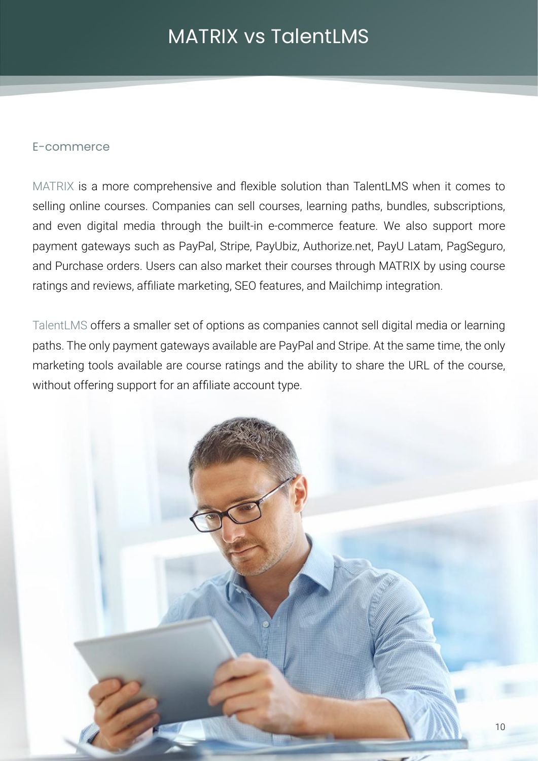# MATRIX vs TalentLMS

## E-commerce

MATRIX is a more comprehensive and flexible solution than TalentLMS when it comes to selling online courses. Companies can sell courses, learning paths, bundles, subscriptions, and even digital media through the built-in e-commerce feature. We also support more payment gateways such as PayPal, Stripe, PayUbiz, Authorize.net, PayU Latam, PagSeguro, and Purchase orders. Users can also market their courses through MATRIX by using course ratings and reviews, affiliate marketing, SEO features, and Mailchimp integration.

TalentLMS offers a smaller set of options as companies cannot sell digital media or learning paths. The only payment gateways available are PayPal and Stripe. At the same time, the only marketing tools available are course ratings and the ability to share the URL of the course, without offering support for an affiliate account type.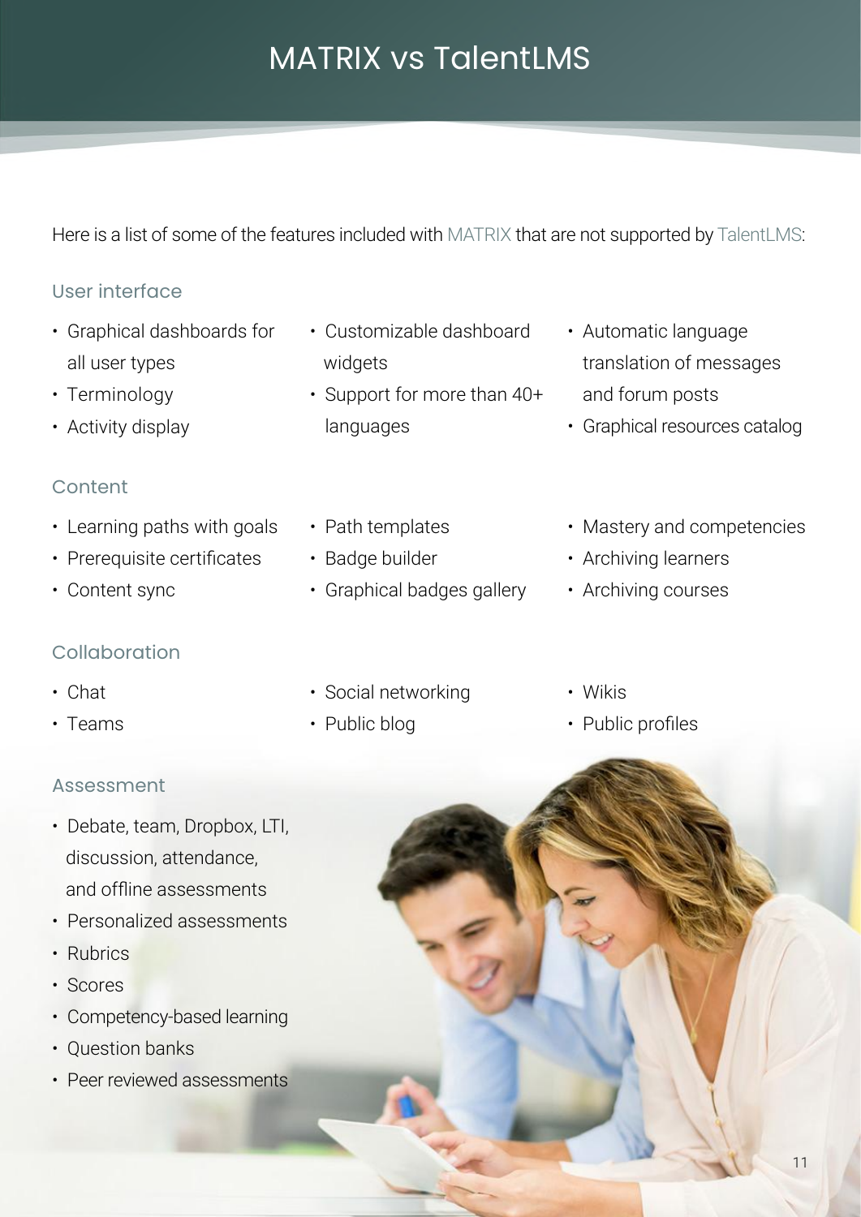# MATRIX vs TalentLMS

Here is a list of some of the features included with MATRIX that are not supported by TalentLMS:

## User interface

- Graphical dashboards for all user types
- Terminology
- Activity display
- Customizable dashboard widgets
- Support for more than 40+ languages
- Automatic language translation of messages and forum posts
- Graphical resources catalog

## Content

- Learning paths with goals
- Prerequisite certificates
- Content sync
- Path templates
- Badge builder
- Graphical badges gallery
- Mastery and competencies
- Archiving learners
- Archiving courses

## Collaboration

- Chat
- Teams
- Social networking
- Public blog
- Wikis
- Public profiles

## Assessment

- Debate, team, Dropbox, LTI, discussion, attendance, and offline assessments
- Personalized assessments
- Rubrics
- Scores
- Competency-based learning
- Question banks
- Peer reviewed assessments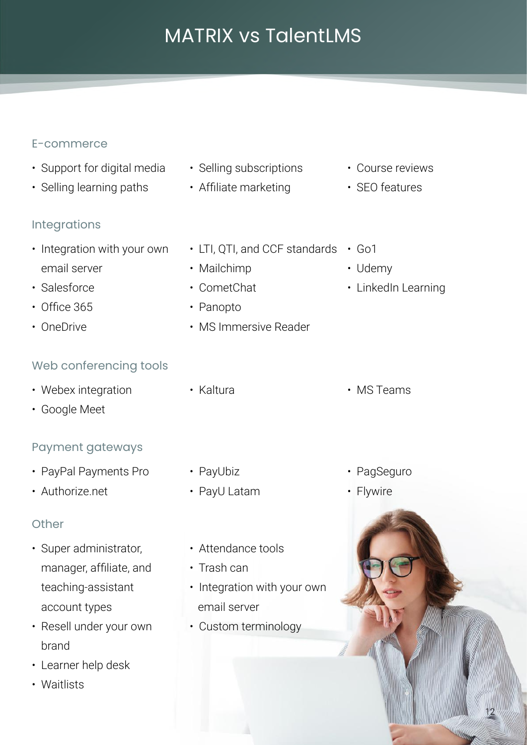# MATRIX vs TalentLMS

## E-commerce

- Support for digital media
- Selling learning paths
- Selling subscriptions
- Affiliate marketing
- Course reviews
- SEO features

## Integrations

- Integration with your own email server
- Salesforce
- Office 365
- OneDrive
- LTI, QTI, and CCF standards
- Mailchimp
- CometChat
- Panopto
- MS Immersive Reader
- Go1
- Udemy
- LinkedIn Learning

## Web conferencing tools

- Webex integration
- Google Meet
- Kaltura
- MS Teams

## Payment gateways

- PayPal Payments Pro
- Authorize.net
- PayUbiz
- PayU Latam
- PagSeguro
- Flywire

## Other

- Super administrator, manager, affiliate, and teaching-assistant account types
- Resell under your own brand
- Learner help desk
- Waitlists
- Attendance tools
- Trash can
- Integration with your own email server
- Custom terminology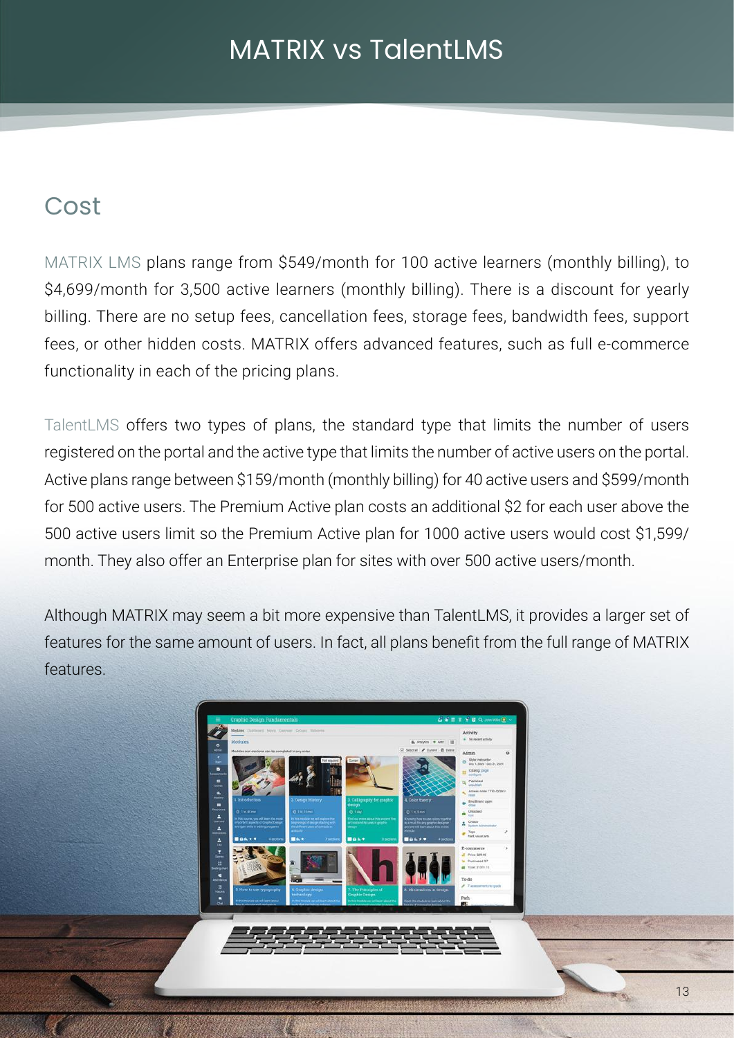# MATRIX vs TalentLMS

## Cost

MATRIX LMS plans range from $549/month for 100 active learners (monthly billing), to $4,699/month for 3,500 active learners (monthly billing). There is a discount for yearly billing. There are no setup fees, cancellation fees, storage fees, bandwidth fees, support fees, or other hidden costs. MATRIX offers advanced features, such as full e-commerce functionality in each of the pricing plans.

TalentLMS offers two types of plans, the standard type that limits the number of users registered on the portal and the active type that limits the number of active users on the portal. Active plans range between $159/month (monthly billing) for 40 active users and $599/month for 500 active users. The Premium Active plan costs an additional $2 for each user above the 500 active users limit so the Premium Active plan for 1000 active users would cost $1,599/month. They also offer an Enterprise plan for sites with over 500 active users/month.

Although MATRIX may seem a bit more expensive than TalentLMS, it provides a larger set of features for the same amount of users. In fact, all plans benefit from the full range of MATRIX features.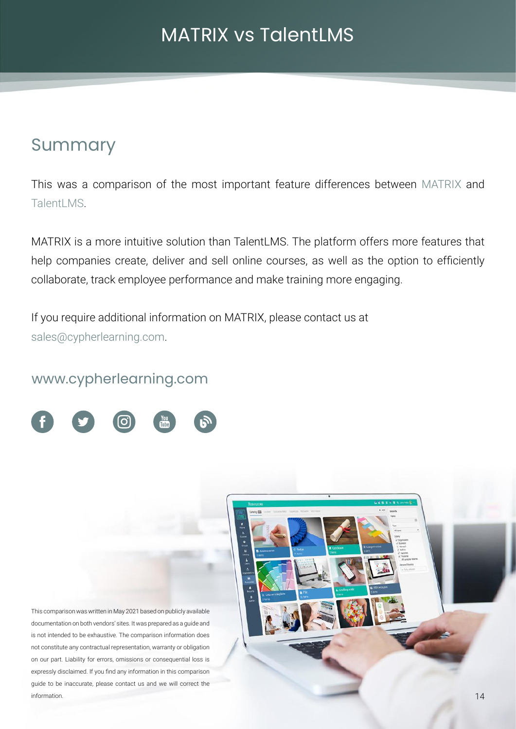# MATRIX vs TalentLMS

## Summary

This was a comparison of the most important feature differences between MATRIX and TalentLMS.

MATRIX is a more intuitive solution than TalentLMS. The platform offers more features that help companies create, deliver and sell online courses, as well as the option to efficiently collaborate, track employee performance and make training more engaging.

If you require additional information on MATRIX, please contact us at sales@cypherlearning.com.

www.cypherlearning.com

This comparison was written in May 2021 based on publicly available documentation on both vendors' sites. It was prepared as a guide and is not intended to be exhaustive. The comparison information does not constitute any contractual representation, warranty or obligation on our part. Liability for errors, omissions or consequential loss is expressly disclaimed. If you find any information in this comparison guide to be inaccurate, please contact us and we will correct the information.